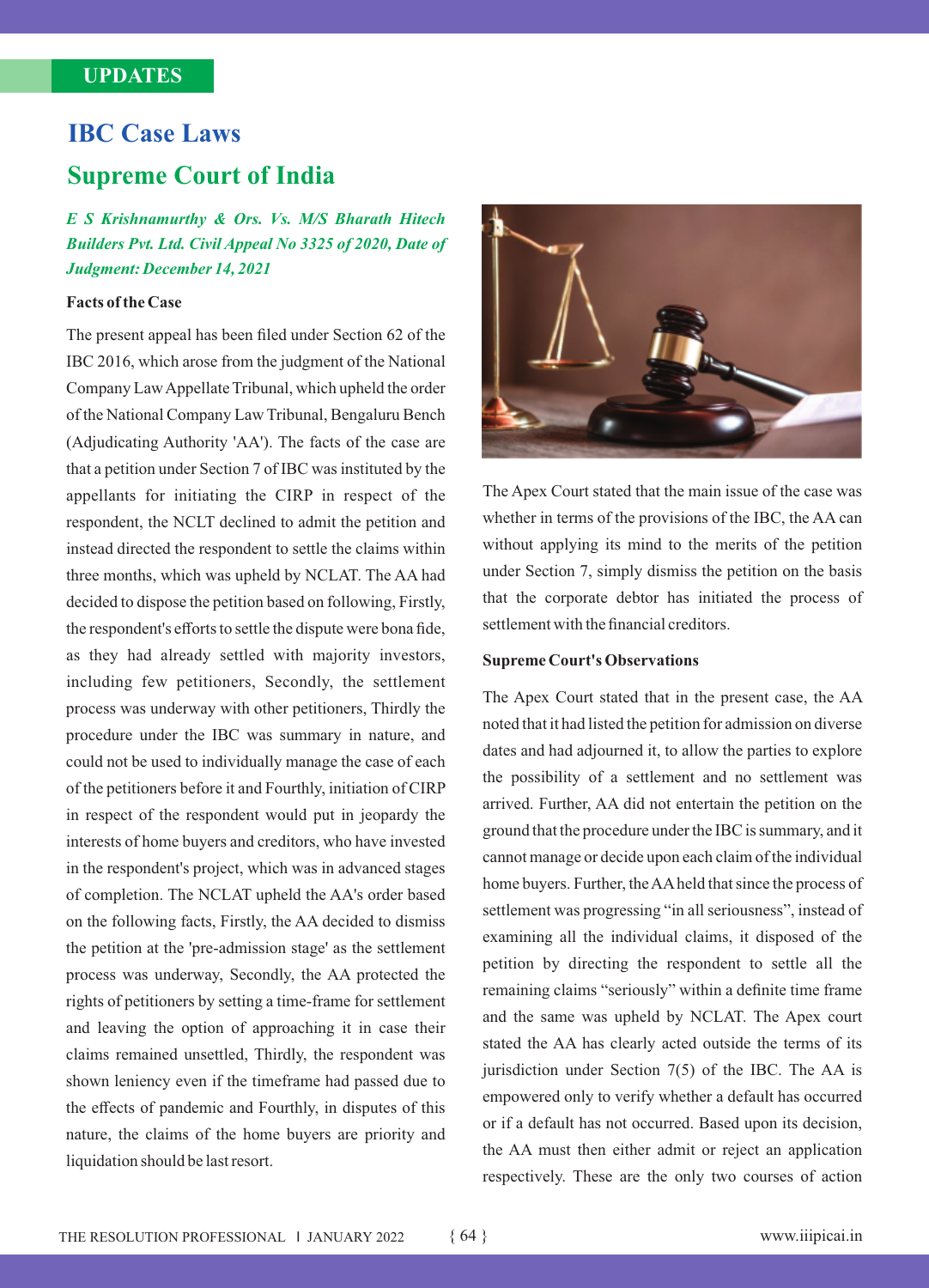UPDATES

# IBC Case Laws

## Supreme Court of India

***E S Krishnamurthy & Ors. Vs. M/S Bharath Hitech Builders Pvt. Ltd. Civil Appeal No 3325 of 2020, Date of Judgment: December 14, 2021***

**Facts of the Case**

The present appeal has been filed under Section 62 of the IBC 2016, which arose from the judgment of the National Company Law Appellate Tribunal, which upheld the order of the National Company Law Tribunal, Bengaluru Bench (Adjudicating Authority 'AA'). The facts of the case are that a petition under Section 7 of IBC was instituted by the appellants for initiating the CIRP in respect of the respondent, the NCLT declined to admit the petition and instead directed the respondent to settle the claims within three months, which was upheld by NCLAT. The AA had decided to dispose the petition based on following, Firstly, the respondent's efforts to settle the dispute were bona fide, as they had already settled with majority investors, including few petitioners, Secondly, the settlement process was underway with other petitioners, Thirdly the procedure under the IBC was summary in nature, and could not be used to individually manage the case of each of the petitioners before it and Fourthly, initiation of CIRP in respect of the respondent would put in jeopardy the interests of home buyers and creditors, who have invested in the respondent's project, which was in advanced stages of completion. The NCLAT upheld the AA's order based on the following facts, Firstly, the AA decided to dismiss the petition at the 'pre-admission stage' as the settlement process was underway, Secondly, the AA protected the rights of petitioners by setting a time-frame for settlement and leaving the option of approaching it in case their claims remained unsettled, Thirdly, the respondent was shown leniency even if the timeframe had passed due to the effects of pandemic and Fourthly, in disputes of this nature, the claims of the home buyers are priority and liquidation should be last resort.

The Apex Court stated that the main issue of the case was whether in terms of the provisions of the IBC, the AA can without applying its mind to the merits of the petition under Section 7, simply dismiss the petition on the basis that the corporate debtor has initiated the process of settlement with the financial creditors.

**Supreme Court's Observations**

The Apex Court stated that in the present case, the AA noted that it had listed the petition for admission on diverse dates and had adjourned it, to allow the parties to explore the possibility of a settlement and no settlement was arrived. Further, AA did not entertain the petition on the ground that the procedure under the IBC is summary, and it cannot manage or decide upon each claim of the individual home buyers. Further, the AA held that since the process of settlement was progressing "in all seriousness", instead of examining all the individual claims, it disposed of the petition by directing the respondent to settle all the remaining claims "seriously" within a definite time frame and the same was upheld by NCLAT. The Apex court stated the AA has clearly acted outside the terms of its jurisdiction under Section 7(5) of the IBC. The AA is empowered only to verify whether a default has occurred or if a default has not occurred. Based upon its decision, the AA must then either admit or reject an application respectively. These are the only two courses of action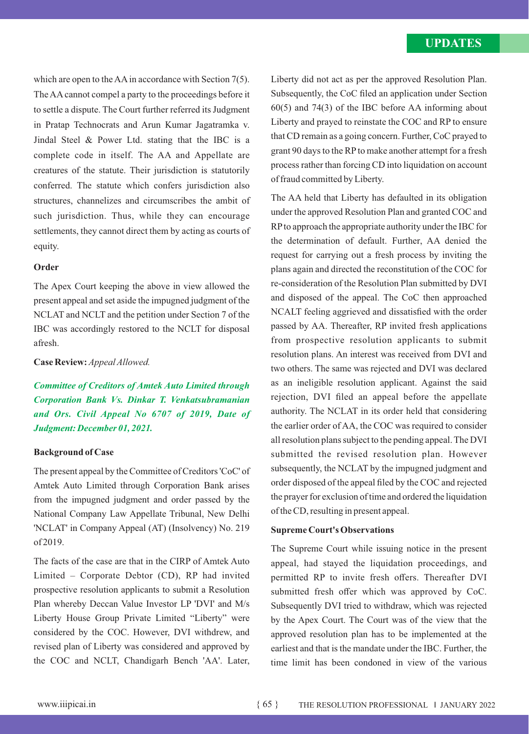which are open to the AA in accordance with Section 7(5). The AA cannot compel a party to the proceedings before it to settle a dispute. The Court further referred its Judgment in Pratap Technocrats and Arun Kumar Jagatramka v. Jindal Steel & Power Ltd. stating that the IBC is a complete code in itself. The AA and Appellate are creatures of the statute. Their jurisdiction is statutorily conferred. The statute which confers jurisdiction also structures, channelizes and circumscribes the ambit of such jurisdiction. Thus, while they can encourage settlements, they cannot direct them by acting as courts of equity.

**Order**

The Apex Court keeping the above in view allowed the present appeal and set aside the impugned judgment of the NCLAT and NCLT and the petition under Section 7 of the IBC was accordingly restored to the NCLT for disposal afresh.

**Case Review:** *Appeal Allowed.*

***Committee of Creditors of Amtek Auto Limited through Corporation Bank Vs. Dinkar T. Venkatsubramanian and Ors. Civil Appeal No 6707 of 2019, Date of Judgment: December 01, 2021.***

**Background of Case**

The present appeal by the Committee of Creditors 'CoC' of Amtek Auto Limited through Corporation Bank arises from the impugned judgment and order passed by the National Company Law Appellate Tribunal, New Delhi 'NCLAT' in Company Appeal (AT) (Insolvency) No. 219 of 2019.

The facts of the case are that in the CIRP of Amtek Auto Limited – Corporate Debtor (CD), RP had invited prospective resolution applicants to submit a Resolution Plan whereby Deccan Value Investor LP 'DVI' and M/s Liberty House Group Private Limited "Liberty" were considered by the COC. However, DVI withdrew, and revised plan of Liberty was considered and approved by the COC and NCLT, Chandigarh Bench 'AA'. Later, Liberty did not act as per the approved Resolution Plan. Subsequently, the CoC filed an application under Section 60(5) and 74(3) of the IBC before AA informing about Liberty and prayed to reinstate the COC and RP to ensure that CD remain as a going concern. Further, CoC prayed to grant 90 days to the RP to make another attempt for a fresh process rather than forcing CD into liquidation on account of fraud committed by Liberty.

The AA held that Liberty has defaulted in its obligation under the approved Resolution Plan and granted COC and RP to approach the appropriate authority under the IBC for the determination of default. Further, AA denied the request for carrying out a fresh process by inviting the plans again and directed the reconstitution of the COC for re-consideration of the Resolution Plan submitted by DVI and disposed of the appeal. The CoC then approached NCALT feeling aggrieved and dissatisfied with the order passed by AA. Thereafter, RP invited fresh applications from prospective resolution applicants to submit resolution plans. An interest was received from DVI and two others. The same was rejected and DVI was declared as an ineligible resolution applicant. Against the said rejection, DVI filed an appeal before the appellate authority. The NCLAT in its order held that considering the earlier order of AA, the COC was required to consider all resolution plans subject to the pending appeal. The DVI submitted the revised resolution plan. However subsequently, the NCLAT by the impugned judgment and order disposed of the appeal filed by the COC and rejected the prayer for exclusion of time and ordered the liquidation of the CD, resulting in present appeal.

**Supreme Court's Observations**

The Supreme Court while issuing notice in the present appeal, had stayed the liquidation proceedings, and permitted RP to invite fresh offers. Thereafter DVI submitted fresh offer which was approved by CoC. Subsequently DVI tried to withdraw, which was rejected by the Apex Court. The Court was of the view that the approved resolution plan has to be implemented at the earliest and that is the mandate under the IBC. Further, the time limit has been condoned in view of the various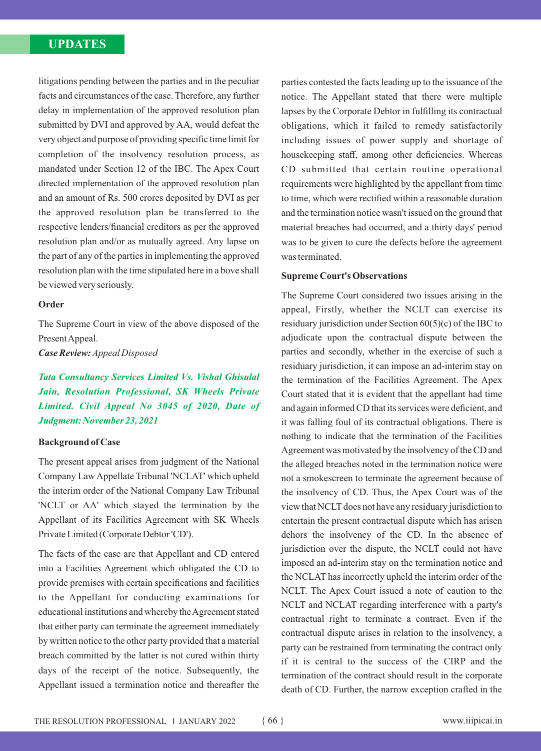litigations pending between the parties and in the peculiar facts and circumstances of the case. Therefore, any further delay in implementation of the approved resolution plan submitted by DVI and approved by AA, would defeat the very object and purpose of providing specific time limit for completion of the insolvency resolution process, as mandated under Section 12 of the IBC. The Apex Court directed implementation of the approved resolution plan and an amount of Rs. 500 crores deposited by DVI as per the approved resolution plan be transferred to the respective lenders/financial creditors as per the approved resolution plan and/or as mutually agreed. Any lapse on the part of any of the parties in implementing the approved resolution plan with the time stipulated here in a bove shall be viewed very seriously.

#### Order

The Supreme Court in view of the above disposed of the Present Appeal.

***Case Review:*** *Appeal Disposed*

### *Tata Consultancy Services Limited Vs. Vishal Ghisulal Jain, Resolution Professional, SK Wheels Private Limited. Civil Appeal No 3045 of 2020, Date of Judgment: November 23, 2021*

#### Background of Case

The present appeal arises from judgment of the National Company Law Appellate Tribunal 'NCLAT' which upheld the interim order of the National Company Law Tribunal 'NCLT or AA' which stayed the termination by the Appellant of its Facilities Agreement with SK Wheels Private Limited (Corporate Debtor 'CD').

The facts of the case are that Appellant and CD entered into a Facilities Agreement which obligated the CD to provide premises with certain specifications and facilities to the Appellant for conducting examinations for educational institutions and whereby the Agreement stated that either party can terminate the agreement immediately by written notice to the other party provided that a material breach committed by the latter is not cured within thirty days of the receipt of the notice. Subsequently, the Appellant issued a termination notice and thereafter the parties contested the facts leading up to the issuance of the notice. The Appellant stated that there were multiple lapses by the Corporate Debtor in fulfilling its contractual obligations, which it failed to remedy satisfactorily including issues of power supply and shortage of housekeeping staff, among other deficiencies. Whereas CD submitted that certain routine operational requirements were highlighted by the appellant from time to time, which were rectified within a reasonable duration and the termination notice wasn't issued on the ground that material breaches had occurred, and a thirty days' period was to be given to cure the defects before the agreement was terminated.

#### Supreme Court's Observations

The Supreme Court considered two issues arising in the appeal, Firstly, whether the NCLT can exercise its residuary jurisdiction under Section 60(5)(c) of the IBC to adjudicate upon the contractual dispute between the parties and secondly, whether in the exercise of such a residuary jurisdiction, it can impose an ad-interim stay on the termination of the Facilities Agreement. The Apex Court stated that it is evident that the appellant had time and again informed CD that its services were deficient, and it was falling foul of its contractual obligations. There is nothing to indicate that the termination of the Facilities Agreement was motivated by the insolvency of the CD and the alleged breaches noted in the termination notice were not a smokescreen to terminate the agreement because of the insolvency of CD. Thus, the Apex Court was of the view that NCLT does not have any residuary jurisdiction to entertain the present contractual dispute which has arisen dehors the insolvency of the CD. In the absence of jurisdiction over the dispute, the NCLT could not have imposed an ad-interim stay on the termination notice and the NCLAT has incorrectly upheld the interim order of the NCLT. The Apex Court issued a note of caution to the NCLT and NCLAT regarding interference with a party's contractual right to terminate a contract. Even if the contractual dispute arises in relation to the insolvency, a party can be restrained from terminating the contract only if it is central to the success of the CIRP and the termination of the contract should result in the corporate death of CD. Further, the narrow exception crafted in the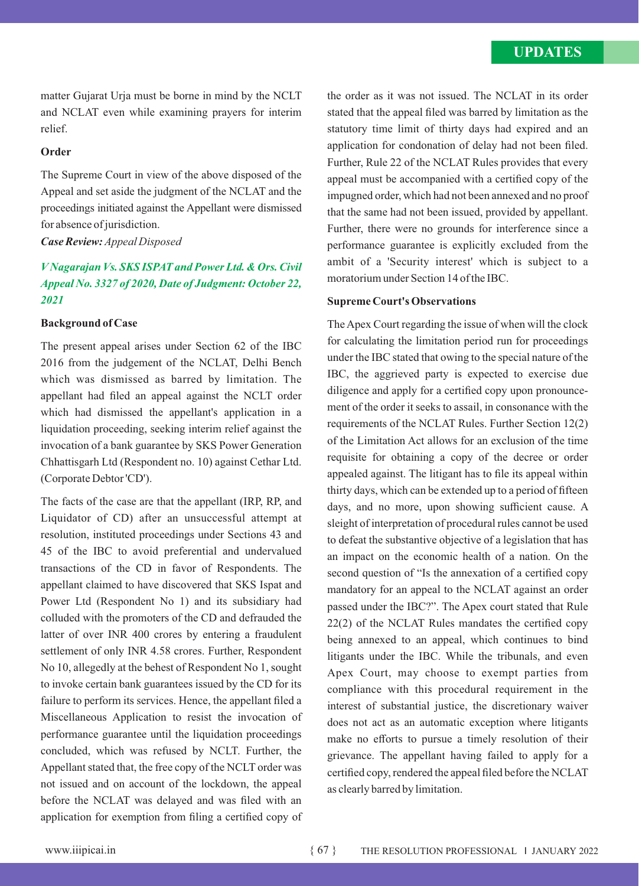matter Gujarat Urja must be borne in mind by the NCLT and NCLAT even while examining prayers for interim relief.

**Order**

The Supreme Court in view of the above disposed of the Appeal and set aside the judgment of the NCLAT and the proceedings initiated against the Appellant were dismissed for absence of jurisdiction.

***Case Review:*** *Appeal Disposed*

### *V Nagarajan Vs. SKS ISPAT and Power Ltd. & Ors. Civil Appeal No. 3327 of 2020, Date of Judgment: October 22, 2021*

**Background of Case**

The present appeal arises under Section 62 of the IBC 2016 from the judgement of the NCLAT, Delhi Bench which was dismissed as barred by limitation. The appellant had filed an appeal against the NCLT order which had dismissed the appellant's application in a liquidation proceeding, seeking interim relief against the invocation of a bank guarantee by SKS Power Generation Chhattisgarh Ltd (Respondent no. 10) against Cethar Ltd. (Corporate Debtor 'CD').

The facts of the case are that the appellant (IRP, RP, and Liquidator of CD) after an unsuccessful attempt at resolution, instituted proceedings under Sections 43 and 45 of the IBC to avoid preferential and undervalued transactions of the CD in favor of Respondents. The appellant claimed to have discovered that SKS Ispat and Power Ltd (Respondent No 1) and its subsidiary had colluded with the promoters of the CD and defrauded the latter of over INR 400 crores by entering a fraudulent settlement of only INR 4.58 crores. Further, Respondent No 10, allegedly at the behest of Respondent No 1, sought to invoke certain bank guarantees issued by the CD for its failure to perform its services. Hence, the appellant filed a Miscellaneous Application to resist the invocation of performance guarantee until the liquidation proceedings concluded, which was refused by NCLT. Further, the Appellant stated that, the free copy of the NCLT order was not issued and on account of the lockdown, the appeal before the NCLAT was delayed and was filed with an application for exemption from filing a certified copy of the order as it was not issued. The NCLAT in its order stated that the appeal filed was barred by limitation as the statutory time limit of thirty days had expired and an application for condonation of delay had not been filed. Further, Rule 22 of the NCLAT Rules provides that every appeal must be accompanied with a certified copy of the impugned order, which had not been annexed and no proof that the same had not been issued, provided by appellant. Further, there were no grounds for interference since a performance guarantee is explicitly excluded from the ambit of a 'Security interest' which is subject to a moratorium under Section 14 of the IBC.

**Supreme Court's Observations**

The Apex Court regarding the issue of when will the clock for calculating the limitation period run for proceedings under the IBC stated that owing to the special nature of the IBC, the aggrieved party is expected to exercise due diligence and apply for a certified copy upon pronouncement of the order it seeks to assail, in consonance with the requirements of the NCLAT Rules. Further Section 12(2) of the Limitation Act allows for an exclusion of the time requisite for obtaining a copy of the decree or order appealed against. The litigant has to file its appeal within thirty days, which can be extended up to a period of fifteen days, and no more, upon showing sufficient cause. A sleight of interpretation of procedural rules cannot be used to defeat the substantive objective of a legislation that has an impact on the economic health of a nation. On the second question of "Is the annexation of a certified copy mandatory for an appeal to the NCLAT against an order passed under the IBC?". The Apex court stated that Rule 22(2) of the NCLAT Rules mandates the certified copy being annexed to an appeal, which continues to bind litigants under the IBC. While the tribunals, and even Apex Court, may choose to exempt parties from compliance with this procedural requirement in the interest of substantial justice, the discretionary waiver does not act as an automatic exception where litigants make no efforts to pursue a timely resolution of their grievance. The appellant having failed to apply for a certified copy, rendered the appeal filed before the NCLAT as clearly barred by limitation.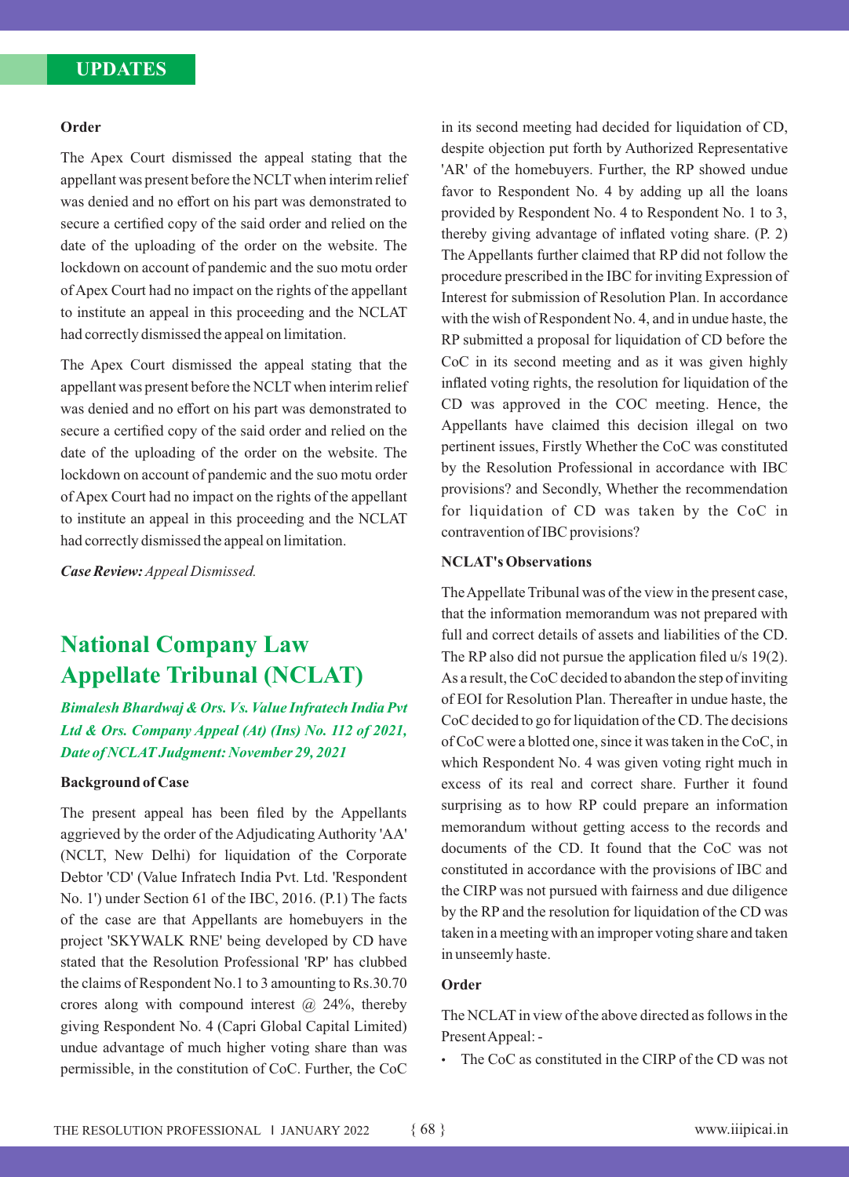**Order**

The Apex Court dismissed the appeal stating that the appellant was present before the NCLT when interim relief was denied and no effort on his part was demonstrated to secure a certified copy of the said order and relied on the date of the uploading of the order on the website. The lockdown on account of pandemic and the suo motu order of Apex Court had no impact on the rights of the appellant to institute an appeal in this proceeding and the NCLAT had correctly dismissed the appeal on limitation.

The Apex Court dismissed the appeal stating that the appellant was present before the NCLT when interim relief was denied and no effort on his part was demonstrated to secure a certified copy of the said order and relied on the date of the uploading of the order on the website. The lockdown on account of pandemic and the suo motu order of Apex Court had no impact on the rights of the appellant to institute an appeal in this proceeding and the NCLAT had correctly dismissed the appeal on limitation.

***Case Review:*** *Appeal Dismissed.*

## National Company Law Appellate Tribunal (NCLAT)

***Bimalesh Bhardwaj & Ors. Vs. Value Infratech India Pvt Ltd & Ors. Company Appeal (At) (Ins) No. 112 of 2021, Date of NCLAT Judgment: November 29, 2021***

**Background of Case**

The present appeal has been filed by the Appellants aggrieved by the order of the Adjudicating Authority 'AA' (NCLT, New Delhi) for liquidation of the Corporate Debtor 'CD' (Value Infratech India Pvt. Ltd. 'Respondent No. 1') under Section 61 of the IBC, 2016. (P.1) The facts of the case are that Appellants are homebuyers in the project 'SKYWALK RNE' being developed by CD have stated that the Resolution Professional 'RP' has clubbed the claims of Respondent No.1 to 3 amounting to Rs.30.70 crores along with compound interest @ 24%, thereby giving Respondent No. 4 (Capri Global Capital Limited) undue advantage of much higher voting share than was permissible, in the constitution of CoC. Further, the CoC in its second meeting had decided for liquidation of CD, despite objection put forth by Authorized Representative 'AR' of the homebuyers. Further, the RP showed undue favor to Respondent No. 4 by adding up all the loans provided by Respondent No. 4 to Respondent No. 1 to 3, thereby giving advantage of inflated voting share. (P. 2) The Appellants further claimed that RP did not follow the procedure prescribed in the IBC for inviting Expression of Interest for submission of Resolution Plan. In accordance with the wish of Respondent No. 4, and in undue haste, the RP submitted a proposal for liquidation of CD before the CoC in its second meeting and as it was given highly inflated voting rights, the resolution for liquidation of the CD was approved in the COC meeting. Hence, the Appellants have claimed this decision illegal on two pertinent issues, Firstly Whether the CoC was constituted by the Resolution Professional in accordance with IBC provisions? and Secondly, Whether the recommendation for liquidation of CD was taken by the CoC in contravention of IBC provisions?

**NCLAT's Observations**

The Appellate Tribunal was of the view in the present case, that the information memorandum was not prepared with full and correct details of assets and liabilities of the CD. The RP also did not pursue the application filed u/s 19(2). As a result, the CoC decided to abandon the step of inviting of EOI for Resolution Plan. Thereafter in undue haste, the CoC decided to go for liquidation of the CD. The decisions of CoC were a blotted one, since it was taken in the CoC, in which Respondent No. 4 was given voting right much in excess of its real and correct share. Further it found surprising as to how RP could prepare an information memorandum without getting access to the records and documents of the CD. It found that the CoC was not constituted in accordance with the provisions of IBC and the CIRP was not pursued with fairness and due diligence by the RP and the resolution for liquidation of the CD was taken in a meeting with an improper voting share and taken in unseemly haste.

**Order**

The NCLAT in view of the above directed as follows in the Present Appeal: -

- The CoC as constituted in the CIRP of the CD was not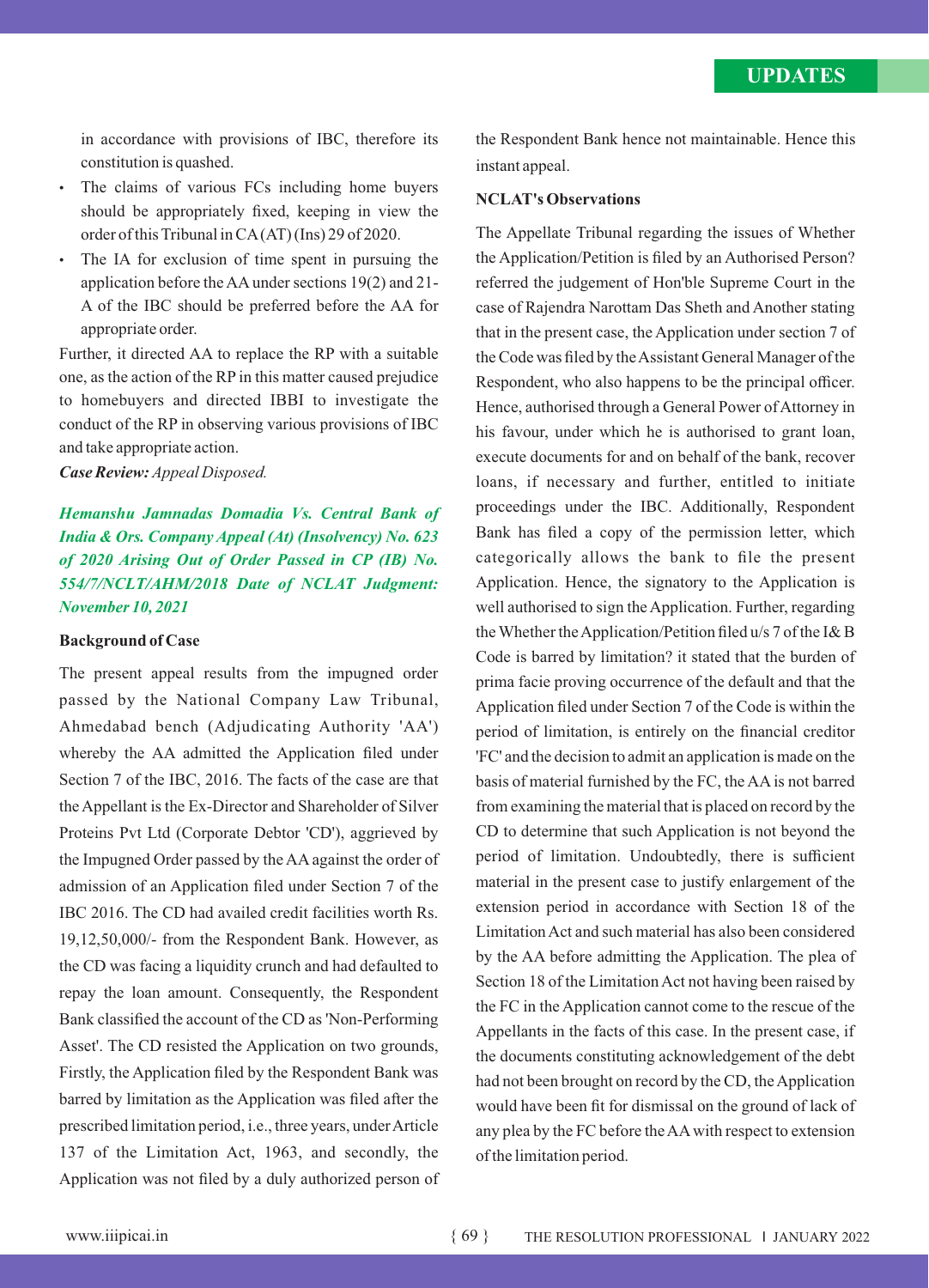in accordance with provisions of IBC, therefore its constitution is quashed.

- The claims of various FCs including home buyers should be appropriately fixed, keeping in view the order of this Tribunal in CA (AT) (Ins) 29 of 2020.
- The IA for exclusion of time spent in pursuing the application before the AA under sections 19(2) and 21-A of the IBC should be preferred before the AA for appropriate order.

Further, it directed AA to replace the RP with a suitable one, as the action of the RP in this matter caused prejudice to homebuyers and directed IBBI to investigate the conduct of the RP in observing various provisions of IBC and take appropriate action.

***Case Review:*** *Appeal Disposed.*

***Hemanshu Jamnadas Domadia Vs. Central Bank of India & Ors. Company Appeal (At) (Insolvency) No. 623 of 2020 Arising Out of Order Passed in CP (IB) No. 554/7/NCLT/AHM/2018 Date of NCLAT Judgment: November 10, 2021***

**Background of Case**

The present appeal results from the impugned order passed by the National Company Law Tribunal, Ahmedabad bench (Adjudicating Authority 'AA') whereby the AA admitted the Application filed under Section 7 of the IBC, 2016. The facts of the case are that the Appellant is the Ex-Director and Shareholder of Silver Proteins Pvt Ltd (Corporate Debtor 'CD'), aggrieved by the Impugned Order passed by the AA against the order of admission of an Application filed under Section 7 of the IBC 2016. The CD had availed credit facilities worth Rs. 19,12,50,000/- from the Respondent Bank. However, as the CD was facing a liquidity crunch and had defaulted to repay the loan amount. Consequently, the Respondent Bank classified the account of the CD as 'Non-Performing Asset'. The CD resisted the Application on two grounds, Firstly, the Application filed by the Respondent Bank was barred by limitation as the Application was filed after the prescribed limitation period, i.e., three years, under Article 137 of the Limitation Act, 1963, and secondly, the Application was not filed by a duly authorized person of the Respondent Bank hence not maintainable. Hence this instant appeal.

**NCLAT's Observations**

The Appellate Tribunal regarding the issues of Whether the Application/Petition is filed by an Authorised Person? referred the judgement of Hon'ble Supreme Court in the case of Rajendra Narottam Das Sheth and Another stating that in the present case, the Application under section 7 of the Code was filed by the Assistant General Manager of the Respondent, who also happens to be the principal officer. Hence, authorised through a General Power of Attorney in his favour, under which he is authorised to grant loan, execute documents for and on behalf of the bank, recover loans, if necessary and further, entitled to initiate proceedings under the IBC. Additionally, Respondent Bank has filed a copy of the permission letter, which categorically allows the bank to file the present Application. Hence, the signatory to the Application is well authorised to sign the Application. Further, regarding the Whether the Application/Petition filed u/s 7 of the I& B Code is barred by limitation? it stated that the burden of prima facie proving occurrence of the default and that the Application filed under Section 7 of the Code is within the period of limitation, is entirely on the financial creditor 'FC' and the decision to admit an application is made on the basis of material furnished by the FC, the AA is not barred from examining the material that is placed on record by the CD to determine that such Application is not beyond the period of limitation. Undoubtedly, there is sufficient material in the present case to justify enlargement of the extension period in accordance with Section 18 of the Limitation Act and such material has also been considered by the AA before admitting the Application. The plea of Section 18 of the Limitation Act not having been raised by the FC in the Application cannot come to the rescue of the Appellants in the facts of this case. In the present case, if the documents constituting acknowledgement of the debt had not been brought on record by the CD, the Application would have been fit for dismissal on the ground of lack of any plea by the FC before the AA with respect to extension of the limitation period.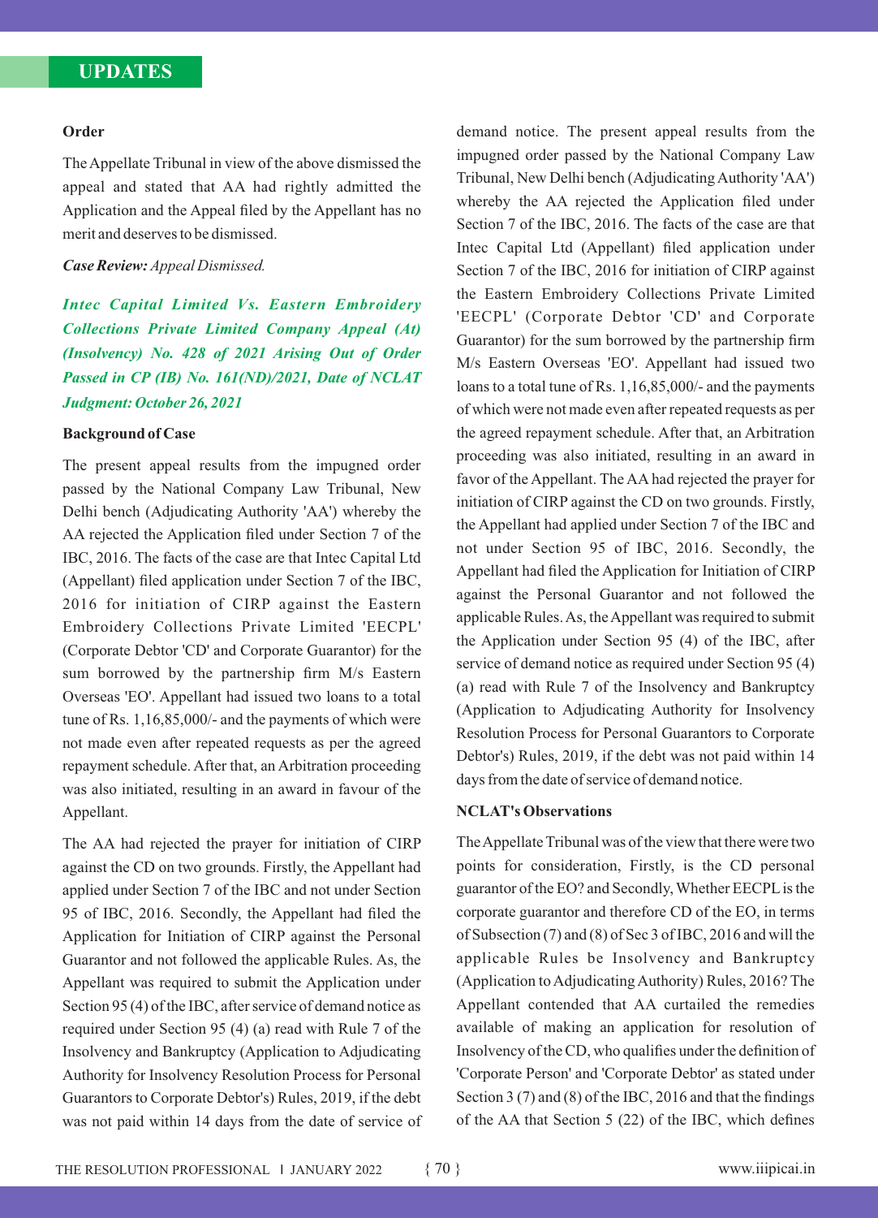**Order**

The Appellate Tribunal in view of the above dismissed the appeal and stated that AA had rightly admitted the Application and the Appeal filed by the Appellant has no merit and deserves to be dismissed.

***Case Review:*** *Appeal Dismissed.*

***Intec Capital Limited Vs. Eastern Embroidery Collections Private Limited Company Appeal (At) (Insolvency) No. 428 of 2021 Arising Out of Order Passed in CP (IB) No. 161(ND)/2021, Date of NCLAT Judgment: October 26, 2021***

**Background of Case**

The present appeal results from the impugned order passed by the National Company Law Tribunal, New Delhi bench (Adjudicating Authority 'AA') whereby the AA rejected the Application filed under Section 7 of the IBC, 2016. The facts of the case are that Intec Capital Ltd (Appellant) filed application under Section 7 of the IBC, 2016 for initiation of CIRP against the Eastern Embroidery Collections Private Limited 'EECPL' (Corporate Debtor 'CD' and Corporate Guarantor) for the sum borrowed by the partnership firm M/s Eastern Overseas 'EO'. Appellant had issued two loans to a total tune of Rs. 1,16,85,000/- and the payments of which were not made even after repeated requests as per the agreed repayment schedule. After that, an Arbitration proceeding was also initiated, resulting in an award in favour of the Appellant.

The AA had rejected the prayer for initiation of CIRP against the CD on two grounds. Firstly, the Appellant had applied under Section 7 of the IBC and not under Section 95 of IBC, 2016. Secondly, the Appellant had filed the Application for Initiation of CIRP against the Personal Guarantor and not followed the applicable Rules. As, the Appellant was required to submit the Application under Section 95 (4) of the IBC, after service of demand notice as required under Section 95 (4) (a) read with Rule 7 of the Insolvency and Bankruptcy (Application to Adjudicating Authority for Insolvency Resolution Process for Personal Guarantors to Corporate Debtor's) Rules, 2019, if the debt was not paid within 14 days from the date of service of demand notice. The present appeal results from the impugned order passed by the National Company Law Tribunal, New Delhi bench (Adjudicating Authority 'AA') whereby the AA rejected the Application filed under Section 7 of the IBC, 2016. The facts of the case are that Intec Capital Ltd (Appellant) filed application under Section 7 of the IBC, 2016 for initiation of CIRP against the Eastern Embroidery Collections Private Limited 'EECPL' (Corporate Debtor 'CD' and Corporate Guarantor) for the sum borrowed by the partnership firm M/s Eastern Overseas 'EO'. Appellant had issued two loans to a total tune of Rs. 1,16,85,000/- and the payments of which were not made even after repeated requests as per the agreed repayment schedule. After that, an Arbitration proceeding was also initiated, resulting in an award in favor of the Appellant. The AA had rejected the prayer for initiation of CIRP against the CD on two grounds. Firstly, the Appellant had applied under Section 7 of the IBC and not under Section 95 of IBC, 2016. Secondly, the Appellant had filed the Application for Initiation of CIRP against the Personal Guarantor and not followed the applicable Rules. As, the Appellant was required to submit the Application under Section 95 (4) of the IBC, after service of demand notice as required under Section 95 (4) (a) read with Rule 7 of the Insolvency and Bankruptcy (Application to Adjudicating Authority for Insolvency Resolution Process for Personal Guarantors to Corporate Debtor's) Rules, 2019, if the debt was not paid within 14 days from the date of service of demand notice.

**NCLAT's Observations**

The Appellate Tribunal was of the view that there were two points for consideration, Firstly, is the CD personal guarantor of the EO? and Secondly, Whether EECPL is the corporate guarantor and therefore CD of the EO, in terms of Subsection (7) and (8) of Sec 3 of IBC, 2016 and will the applicable Rules be Insolvency and Bankruptcy (Application to Adjudicating Authority) Rules, 2016? The Appellant contended that AA curtailed the remedies available of making an application for resolution of Insolvency of the CD, who qualifies under the definition of 'Corporate Person' and 'Corporate Debtor' as stated under Section 3 (7) and (8) of the IBC, 2016 and that the findings of the AA that Section 5 (22) of the IBC, which defines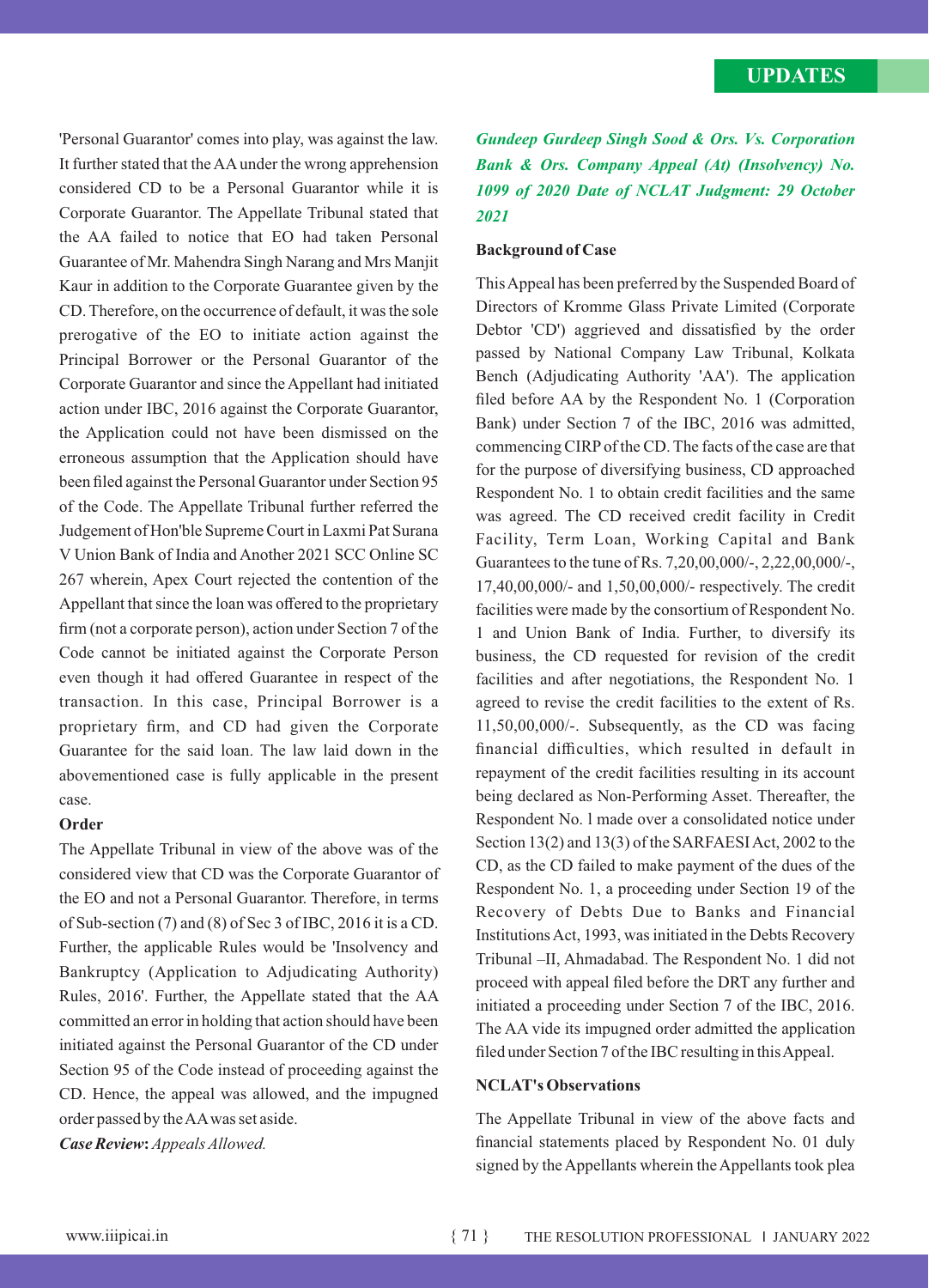'Personal Guarantor' comes into play, was against the law. It further stated that the AA under the wrong apprehension considered CD to be a Personal Guarantor while it is Corporate Guarantor. The Appellate Tribunal stated that the AA failed to notice that EO had taken Personal Guarantee of Mr. Mahendra Singh Narang and Mrs Manjit Kaur in addition to the Corporate Guarantee given by the CD. Therefore, on the occurrence of default, it was the sole prerogative of the EO to initiate action against the Principal Borrower or the Personal Guarantor of the Corporate Guarantor and since the Appellant had initiated action under IBC, 2016 against the Corporate Guarantor, the Application could not have been dismissed on the erroneous assumption that the Application should have been filed against the Personal Guarantor under Section 95 of the Code. The Appellate Tribunal further referred the Judgement of Hon'ble Supreme Court in Laxmi Pat Surana V Union Bank of India and Another 2021 SCC Online SC 267 wherein, Apex Court rejected the contention of the Appellant that since the loan was offered to the proprietary firm (not a corporate person), action under Section 7 of the Code cannot be initiated against the Corporate Person even though it had offered Guarantee in respect of the transaction. In this case, Principal Borrower is a proprietary firm, and CD had given the Corporate Guarantee for the said loan. The law laid down in the abovementioned case is fully applicable in the present case.

**Order**

The Appellate Tribunal in view of the above was of the considered view that CD was the Corporate Guarantor of the EO and not a Personal Guarantor. Therefore, in terms of Sub-section (7) and (8) of Sec 3 of IBC, 2016 it is a CD. Further, the applicable Rules would be 'Insolvency and Bankruptcy (Application to Adjudicating Authority) Rules, 2016'. Further, the Appellate stated that the AA committed an error in holding that action should have been initiated against the Personal Guarantor of the CD under Section 95 of the Code instead of proceeding against the CD. Hence, the appeal was allowed, and the impugned order passed by the AA was set aside.

***Case Review:*** *Appeals Allowed.*

***Gundeep Gurdeep Singh Sood & Ors. Vs. Corporation Bank & Ors. Company Appeal (At) (Insolvency) No. 1099 of 2020 Date of NCLAT Judgment: 29 October 2021***

**Background of Case**

This Appeal has been preferred by the Suspended Board of Directors of Kromme Glass Private Limited (Corporate Debtor 'CD') aggrieved and dissatisfied by the order passed by National Company Law Tribunal, Kolkata Bench (Adjudicating Authority 'AA'). The application filed before AA by the Respondent No. 1 (Corporation Bank) under Section 7 of the IBC, 2016 was admitted, commencing CIRP of the CD. The facts of the case are that for the purpose of diversifying business, CD approached Respondent No. 1 to obtain credit facilities and the same was agreed. The CD received credit facility in Credit Facility, Term Loan, Working Capital and Bank Guarantees to the tune of Rs. 7,20,00,000/-, 2,22,00,000/-, 17,40,00,000/- and 1,50,00,000/- respectively. The credit facilities were made by the consortium of Respondent No. 1 and Union Bank of India. Further, to diversify its business, the CD requested for revision of the credit facilities and after negotiations, the Respondent No. 1 agreed to revise the credit facilities to the extent of Rs. 11,50,00,000/-. Subsequently, as the CD was facing financial difficulties, which resulted in default in repayment of the credit facilities resulting in its account being declared as Non-Performing Asset. Thereafter, the Respondent No. 1 made over a consolidated notice under Section 13(2) and 13(3) of the SARFAESI Act, 2002 to the CD, as the CD failed to make payment of the dues of the Respondent No. 1, a proceeding under Section 19 of the Recovery of Debts Due to Banks and Financial Institutions Act, 1993, was initiated in the Debts Recovery Tribunal –II, Ahmadabad. The Respondent No. 1 did not proceed with appeal filed before the DRT any further and initiated a proceeding under Section 7 of the IBC, 2016. The AA vide its impugned order admitted the application filed under Section 7 of the IBC resulting in this Appeal.

**NCLAT's Observations**

The Appellate Tribunal in view of the above facts and financial statements placed by Respondent No. 01 duly signed by the Appellants wherein the Appellants took plea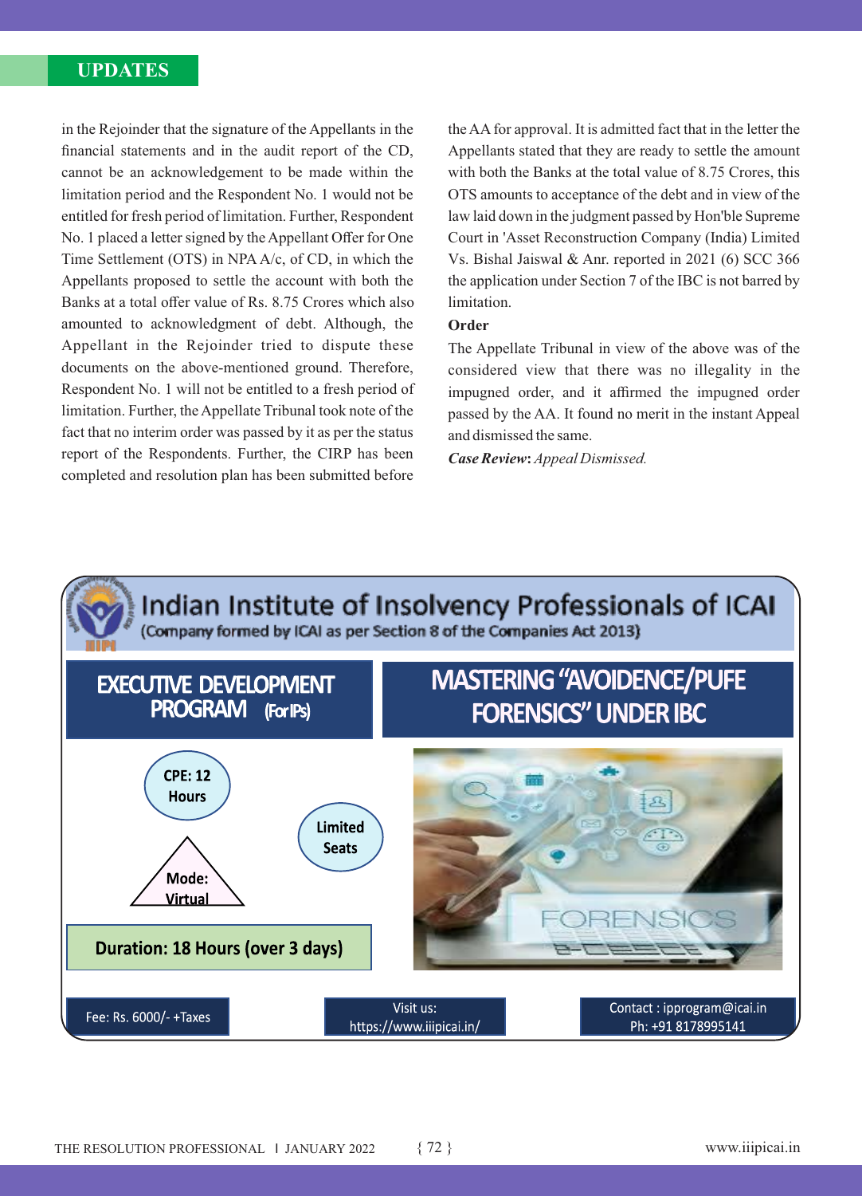in the Rejoinder that the signature of the Appellants in the financial statements and in the audit report of the CD, cannot be an acknowledgement to be made within the limitation period and the Respondent No. 1 would not be entitled for fresh period of limitation. Further, Respondent No. 1 placed a letter signed by the Appellant Offer for One Time Settlement (OTS) in NPA A/c, of CD, in which the Appellants proposed to settle the account with both the Banks at a total offer value of Rs. 8.75 Crores which also amounted to acknowledgment of debt. Although, the Appellant in the Rejoinder tried to dispute these documents on the above-mentioned ground. Therefore, Respondent No. 1 will not be entitled to a fresh period of limitation. Further, the Appellate Tribunal took note of the fact that no interim order was passed by it as per the status report of the Respondents. Further, the CIRP has been completed and resolution plan has been submitted before the AA for approval. It is admitted fact that in the letter the Appellants stated that they are ready to settle the amount with both the Banks at the total value of 8.75 Crores, this OTS amounts to acceptance of the debt and in view of the law laid down in the judgment passed by Hon'ble Supreme Court in 'Asset Reconstruction Company (India) Limited Vs. Bishal Jaiswal & Anr. reported in 2021 (6) SCC 366 the application under Section 7 of the IBC is not barred by limitation.

**Order**

The Appellate Tribunal in view of the above was of the considered view that there was no illegality in the impugned order, and it affirmed the impugned order passed by the AA. It found no merit in the instant Appeal and dismissed the same.

***Case Review:*** *Appeal Dismissed.*

## Indian Institute of Insolvency Professionals of ICAI

(Company formed by ICAI as per Section 8 of the Companies Act 2013)

**EXECUTIVE DEVELOPMENT PROGRAM (For IPs)**

**MASTERING "AVOIDENCE/PUFE FORENSICS" UNDER IBC**

CPE: 12 Hours

Limited Seats

Mode: Virtual

Duration: 18 Hours (over 3 days)

Fee: Rs. 6000/- +Taxes

Visit us: https://www.iiipicai.in/

Contact : ipprogram@icai.in
Ph: +91 8178995141